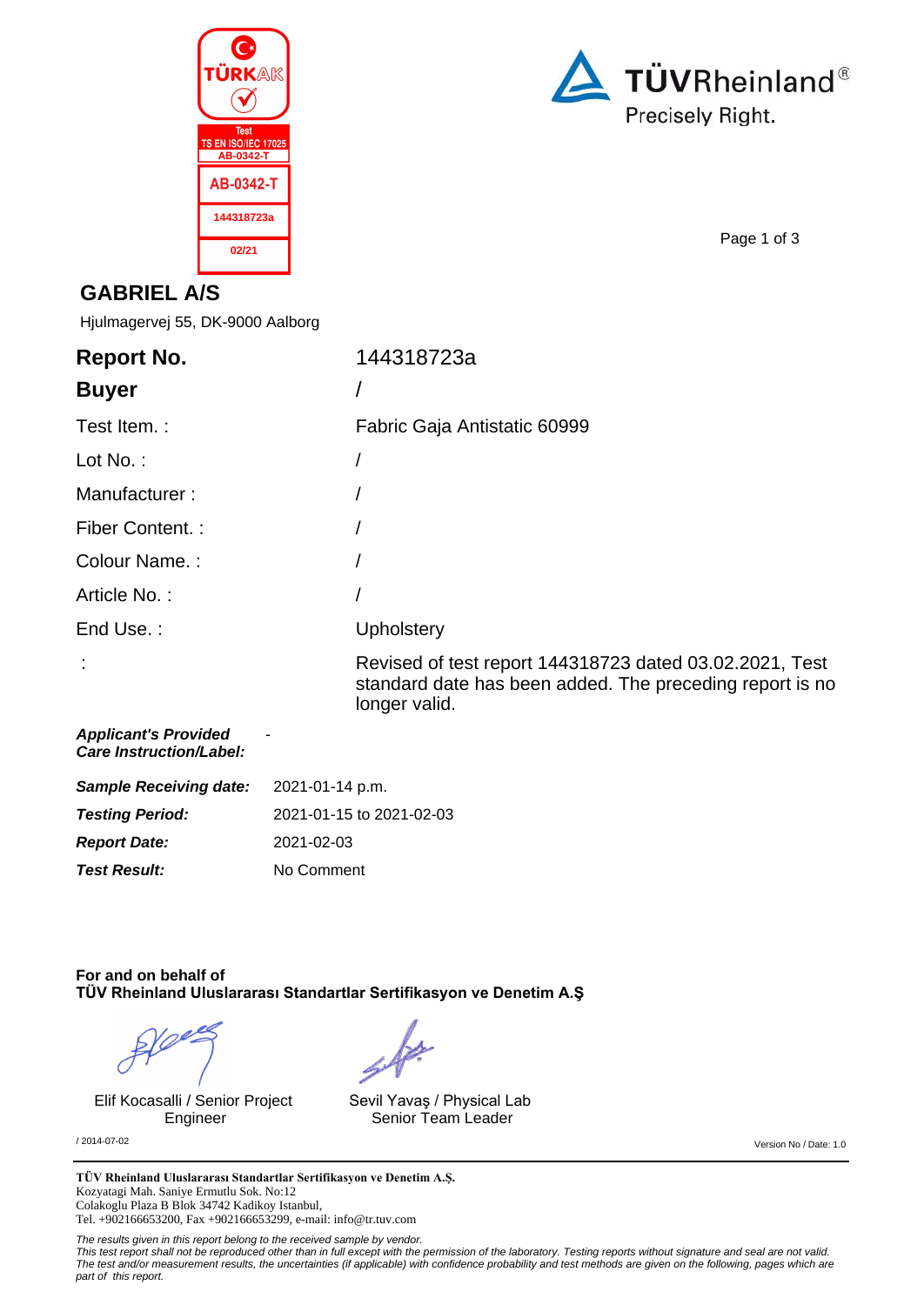TÜRKAK
Test
TS EN ISO/IEC 17025
AB-0342-T

AB-0342-T

144318723a

02/21

TÜVRheinland®
Precisely Right.

## GABRIEL A/S

Hjulmagervej 55, DK-9000 Aalborg

| | |
|---|---|
| **Report No.** | 144318723a |
| **Buyer** | / |
| Test Item. : | Fabric Gaja Antistatic 60999 |
| Lot No. : | / |
| Manufacturer : | / |
| Fiber Content. : | / |
| Colour Name. : | / |
| Article No. : | / |
| End Use. : | Upholstery |
| : | Revised of test report 144318723 dated 03.02.2021, Test standard date has been added. The preceding report is no longer valid. |

| | |
|---|---|
| ***Applicant's Provided Care Instruction/Label:*** | - |
| ***Sample Receiving date:*** | 2021-01-14 p.m. |
| ***Testing Period:*** | 2021-01-15 to 2021-02-03 |
| ***Report Date:*** | 2021-02-03 |
| ***Test Result:*** | No Comment |

**For and on behalf of**
**TÜV Rheinland Uluslararası Standartlar Sertifikasyon ve Denetim A.Ş**

Elif Kocasalli / Senior Project Engineer

Sevil Yavaş / Physical Lab Senior Team Leader

/ 2014-07-02

Version No / Date: 1.0

**TÜV Rheinland Uluslararası Standartlar Sertifikasyon ve Denetim A.Ş.**
Kozyatagi Mah. Saniye Ermutlu Sok. No:12
Colakoglu Plaza B Blok 34742 Kadikoy Istanbul,
Tel. +902166653200, Fax +902166653299, e-mail: info@tr.tuv.com

*The results given in this report belong to the received sample by vendor.*
*This test report shall not be reproduced other than in full except with the permission of the laboratory. Testing reports without signature and seal are not valid.*
*The test and/or measurement results, the uncertainties (if applicable) with confidence probability and test methods are given on the following, pages which are part of this report.*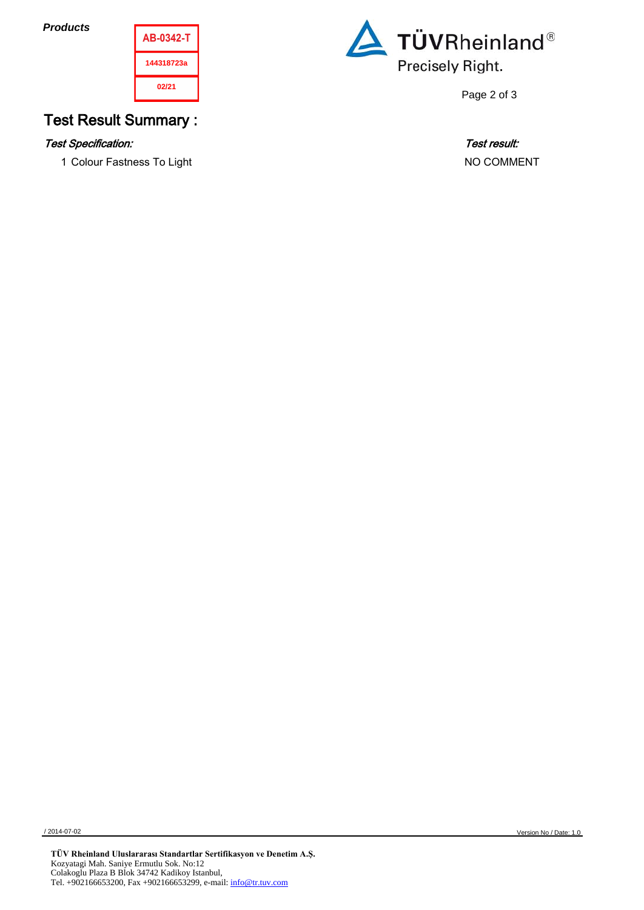## Test Result Summary :

| *Test Specification:* | *Test result:* |
|---|---|
| 1 Colour Fastness To Light | NO COMMENT |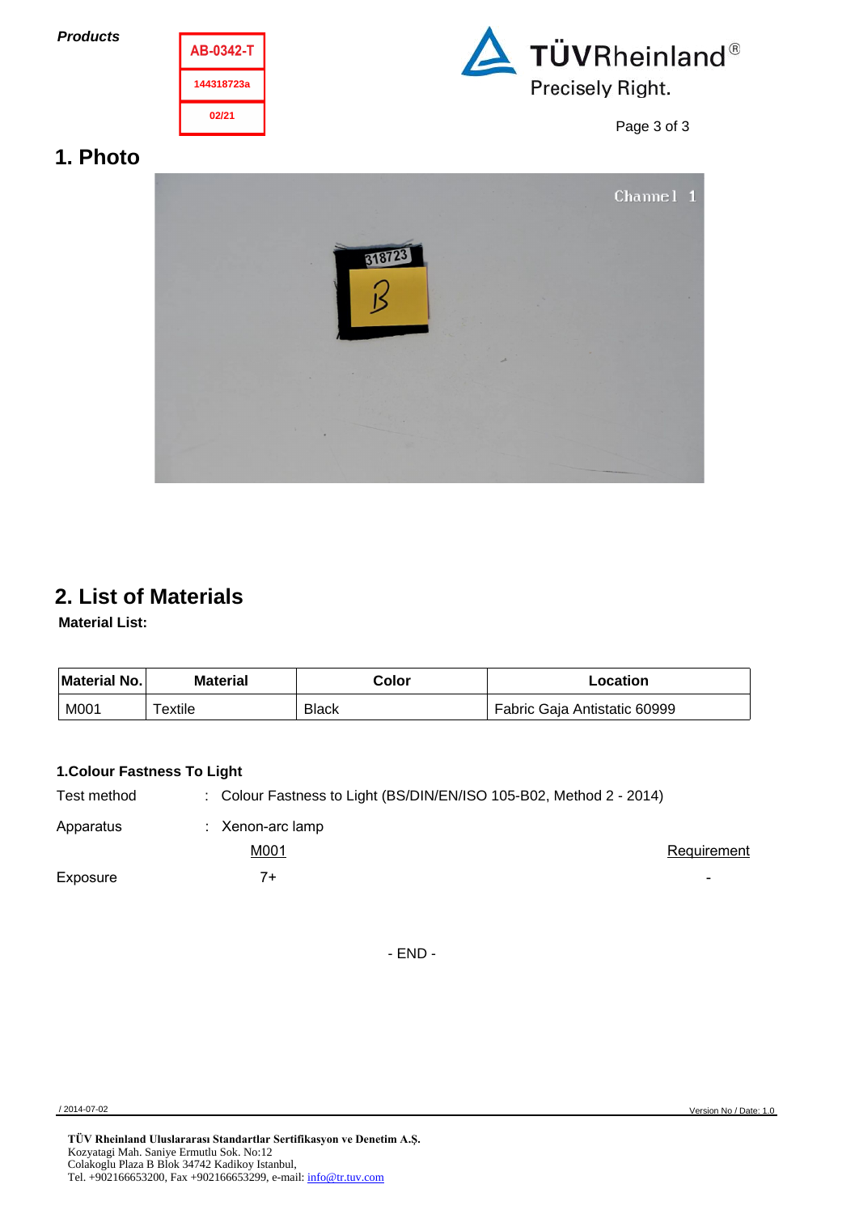*Products*

| |
|---|
| AB-0342-T |
| 144318723a |
| 02/21 |

## 1. Photo

## 2. List of Materials

**Material List:**

| Material No. | Material | Color | Location |
|---|---|---|---|
| M001 | Textile | Black | Fabric Gaja Antistatic 60999 |

**1.Colour Fastness To Light**

Test method : Colour Fastness to Light (BS/DIN/EN/ISO 105-B02, Method 2 - 2014)

Apparatus : Xenon-arc lamp

| | M001 | Requirement |
|---|---|---|
| Exposure | 7+ | - |

- END -

/ 2014-07-02

Version No / Date: 1.0

**TÜV Rheinland Uluslararası Standartlar Sertifikasyon ve Denetim A.Ş.**
Kozyatagi Mah. Saniye Ermutlu Sok. No:12
Colakoglu Plaza B Blok 34742 Kadikoy Istanbul,
Tel. +902166653200, Fax +902166653299, e-mail: info@tr.tuv.com